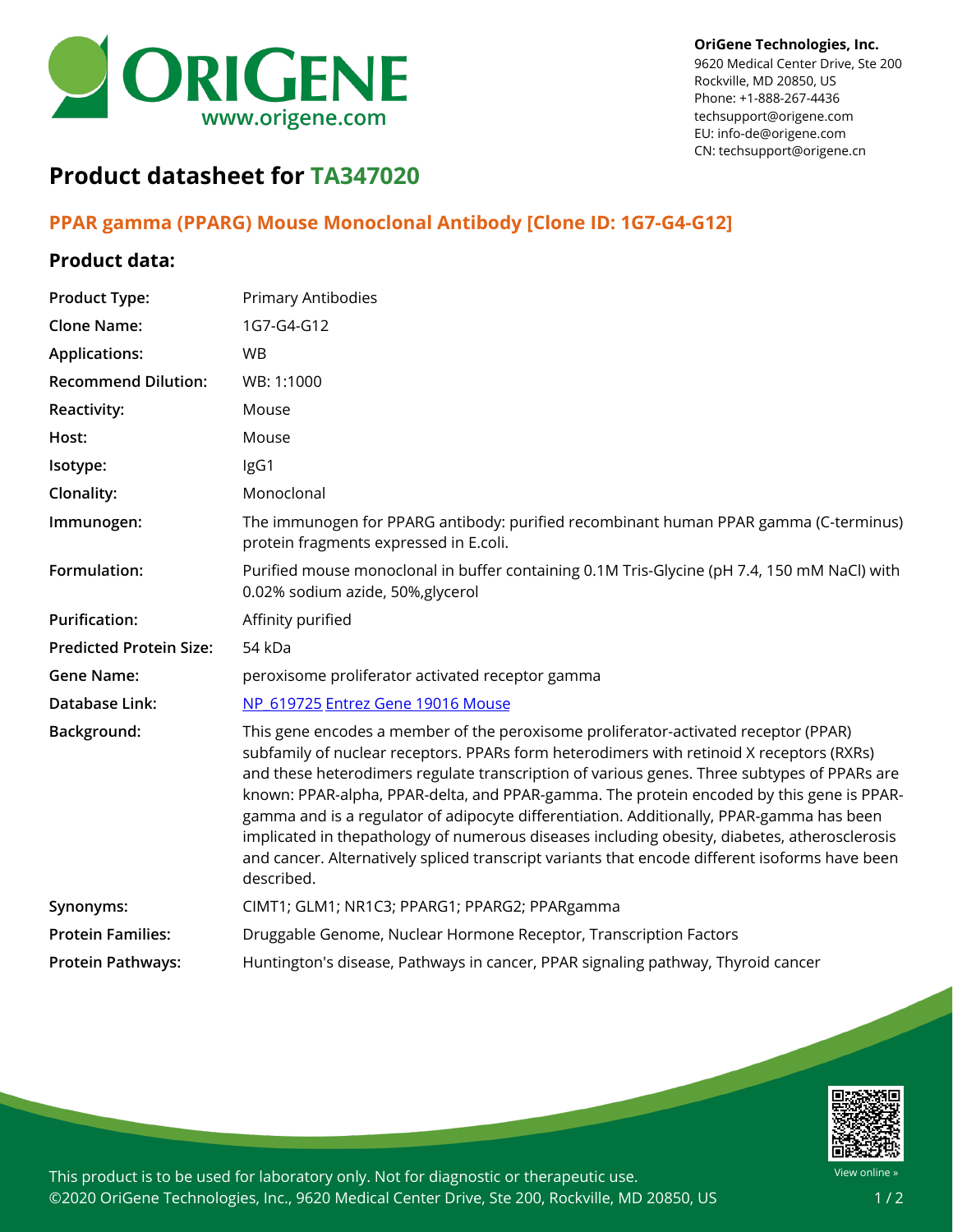OriGene Technologies, Inc.
9620 Medical Center Drive, Ste 200
Rockville, MD 20850, US
Phone: +1-888-267-4436
techsupport@origene.com
EU: info-de@origene.com
CN: techsupport@origene.cn

# Product datasheet for TA347020

## PPAR gamma (PPARG) Mouse Monoclonal Antibody [Clone ID: 1G7-G4-G12]

### Product data:

| | |
|---|---|
| **Product Type:** | Primary Antibodies |
| **Clone Name:** | 1G7-G4-G12 |
| **Applications:** | WB |
| **Recommend Dilution:** | WB: 1:1000 |
| **Reactivity:** | Mouse |
| **Host:** | Mouse |
| **Isotype:** | IgG1 |
| **Clonality:** | Monoclonal |
| **Immunogen:** | The immunogen for PPARG antibody: purified recombinant human PPAR gamma (C-terminus) protein fragments expressed in E.coli. |
| **Formulation:** | Purified mouse monoclonal in buffer containing 0.1M Tris-Glycine (pH 7.4, 150 mM NaCl) with 0.02% sodium azide, 50%,glycerol |
| **Purification:** | Affinity purified |
| **Predicted Protein Size:** | 54 kDa |
| **Gene Name:** | peroxisome proliferator activated receptor gamma |
| **Database Link:** | NP_619725 Entrez Gene 19016 Mouse |
| **Background:** | This gene encodes a member of the peroxisome proliferator-activated receptor (PPAR) subfamily of nuclear receptors. PPARs form heterodimers with retinoid X receptors (RXRs) and these heterodimers regulate transcription of various genes. Three subtypes of PPARs are known: PPAR-alpha, PPAR-delta, and PPAR-gamma. The protein encoded by this gene is PPAR-gamma and is a regulator of adipocyte differentiation. Additionally, PPAR-gamma has been implicated in thepathology of numerous diseases including obesity, diabetes, atherosclerosis and cancer. Alternatively spliced transcript variants that encode different isoforms have been described. |
| **Synonyms:** | CIMT1; GLM1; NR1C3; PPARG1; PPARG2; PPARgamma |
| **Protein Families:** | Druggable Genome, Nuclear Hormone Receptor, Transcription Factors |
| **Protein Pathways:** | Huntington's disease, Pathways in cancer, PPAR signaling pathway, Thyroid cancer |

This product is to be used for laboratory only. Not for diagnostic or therapeutic use.
©2020 OriGene Technologies, Inc., 9620 Medical Center Drive, Ste 200, Rockville, MD 20850, US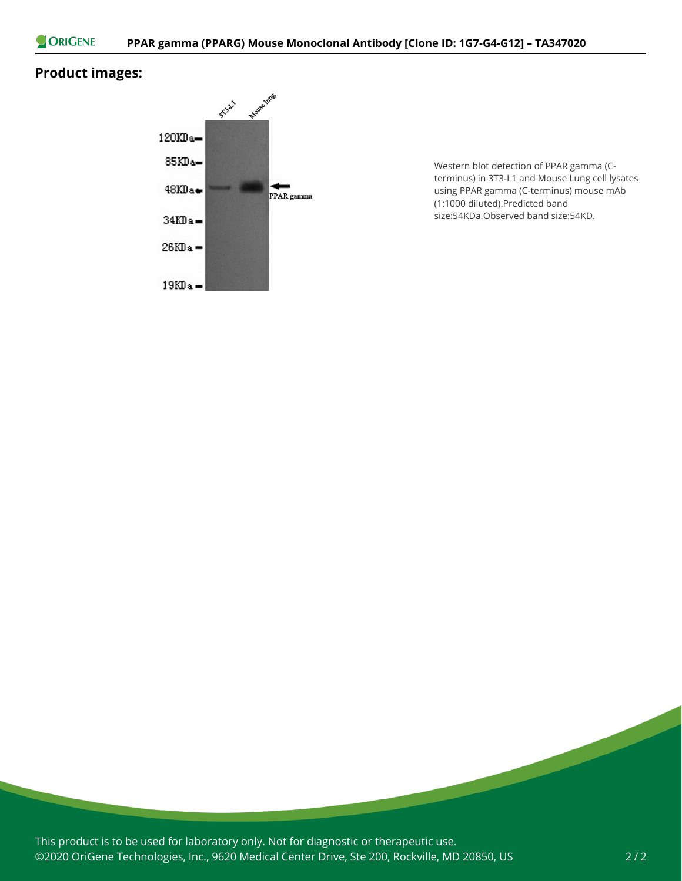## Product images:

3T3-L1
Mouse lung

120KDa
85KDa
48KDa
34KDa
26KDa
19KDa

PPAR gamma

Western blot detection of PPAR gamma (C-terminus) in 3T3-L1 and Mouse Lung cell lysates using PPAR gamma (C-terminus) mouse mAb (1:1000 diluted).Predicted band size:54KDa.Observed band size:54KD.

This product is to be used for laboratory only. Not for diagnostic or therapeutic use.
©2020 OriGene Technologies, Inc., 9620 Medical Center Drive, Ste 200, Rockville, MD 20850, US